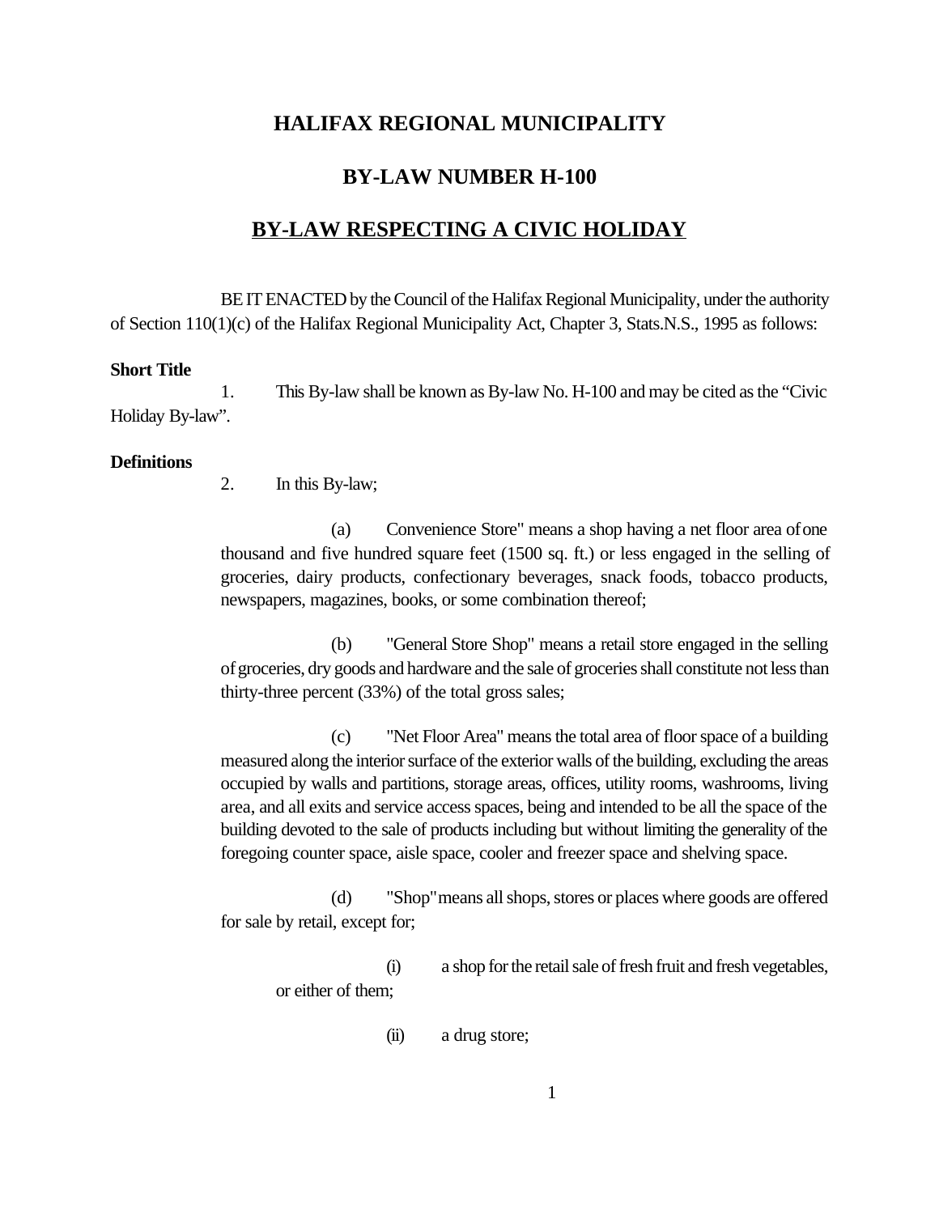# HALIFAX REGIONAL MUNICIPALITY

## BY-LAW NUMBER H-100

## BY-LAW RESPECTING A CIVIC HOLIDAY

BE IT ENACTED by the Council of the Halifax Regional Municipality, under the authority of Section 110(1)(c) of the Halifax Regional Municipality Act, Chapter 3, Stats.N.S., 1995 as follows:

**Short Title**

1. This By-law shall be known as By-law No. H-100 and may be cited as the "Civic Holiday By-law".

**Definitions**

2. In this By-law;

(a) Convenience Store" means a shop having a net floor area of one thousand and five hundred square feet (1500 sq. ft.) or less engaged in the selling of groceries, dairy products, confectionary beverages, snack foods, tobacco products, newspapers, magazines, books, or some combination thereof;

(b) "General Store Shop" means a retail store engaged in the selling of groceries, dry goods and hardware and the sale of groceries shall constitute not less than thirty-three percent (33%) of the total gross sales;

(c) "Net Floor Area" means the total area of floor space of a building measured along the interior surface of the exterior walls of the building, excluding the areas occupied by walls and partitions, storage areas, offices, utility rooms, washrooms, living area, and all exits and service access spaces, being and intended to be all the space of the building devoted to the sale of products including but without limiting the generality of the foregoing counter space, aisle space, cooler and freezer space and shelving space.

(d) "Shop" means all shops, stores or places where goods are offered for sale by retail, except for;

(i) a shop for the retail sale of fresh fruit and fresh vegetables, or either of them;

(ii) a drug store;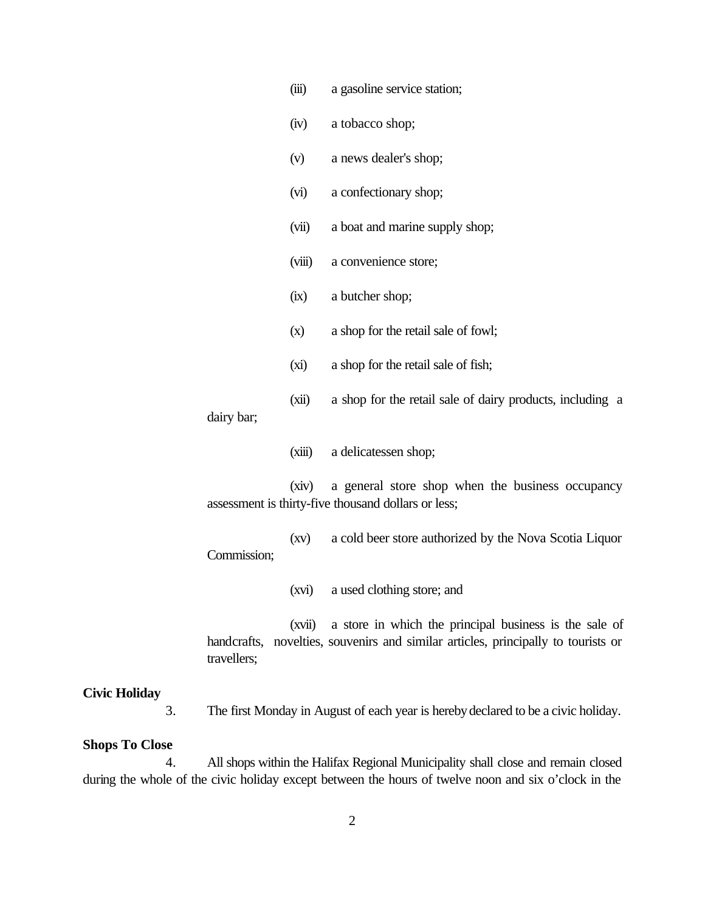(iii) a gasoline service station;

(iv) a tobacco shop;

(v) a news dealer's shop;

(vi) a confectionary shop;

(vii) a boat and marine supply shop;

(viii) a convenience store;

(ix) a butcher shop;

(x) a shop for the retail sale of fowl;

(xi) a shop for the retail sale of fish;

(xii) a shop for the retail sale of dairy products, including a dairy bar;

(xiii) a delicatessen shop;

(xiv) a general store shop when the business occupancy assessment is thirty-five thousand dollars or less;

(xv) a cold beer store authorized by the Nova Scotia Liquor Commission;

(xvi) a used clothing store; and

(xvii) a store in which the principal business is the sale of handcrafts, novelties, souvenirs and similar articles, principally to tourists or travellers;

**Civic Holiday**

3. The first Monday in August of each year is hereby declared to be a civic holiday.

**Shops To Close**

4. All shops within the Halifax Regional Municipality shall close and remain closed during the whole of the civic holiday except between the hours of twelve noon and six o'clock in the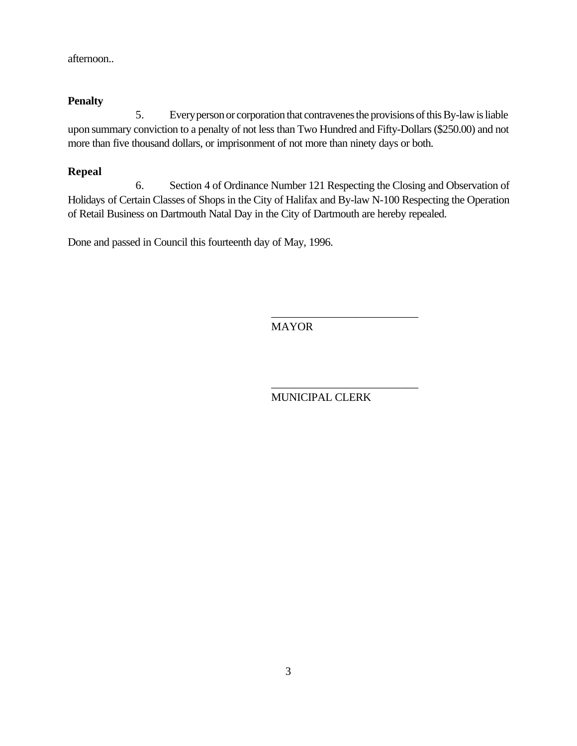afternoon..

**Penalty**

5. Every person or corporation that contravenes the provisions of this By-law is liable upon summary conviction to a penalty of not less than Two Hundred and Fifty-Dollars ($250.00) and not more than five thousand dollars, or imprisonment of not more than ninety days or both.

**Repeal**

6. Section 4 of Ordinance Number 121 Respecting the Closing and Observation of Holidays of Certain Classes of Shops in the City of Halifax and By-law N-100 Respecting the Operation of Retail Business on Dartmouth Natal Day in the City of Dartmouth are hereby repealed.

Done and passed in Council this fourteenth day of May, 1996.

\_\_\_\_\_\_\_\_\_\_\_\_\_\_\_\_\_\_\_\_\_\_\_\_\_\_
MAYOR

\_\_\_\_\_\_\_\_\_\_\_\_\_\_\_\_\_\_\_\_\_\_\_\_\_\_
MUNICIPAL CLERK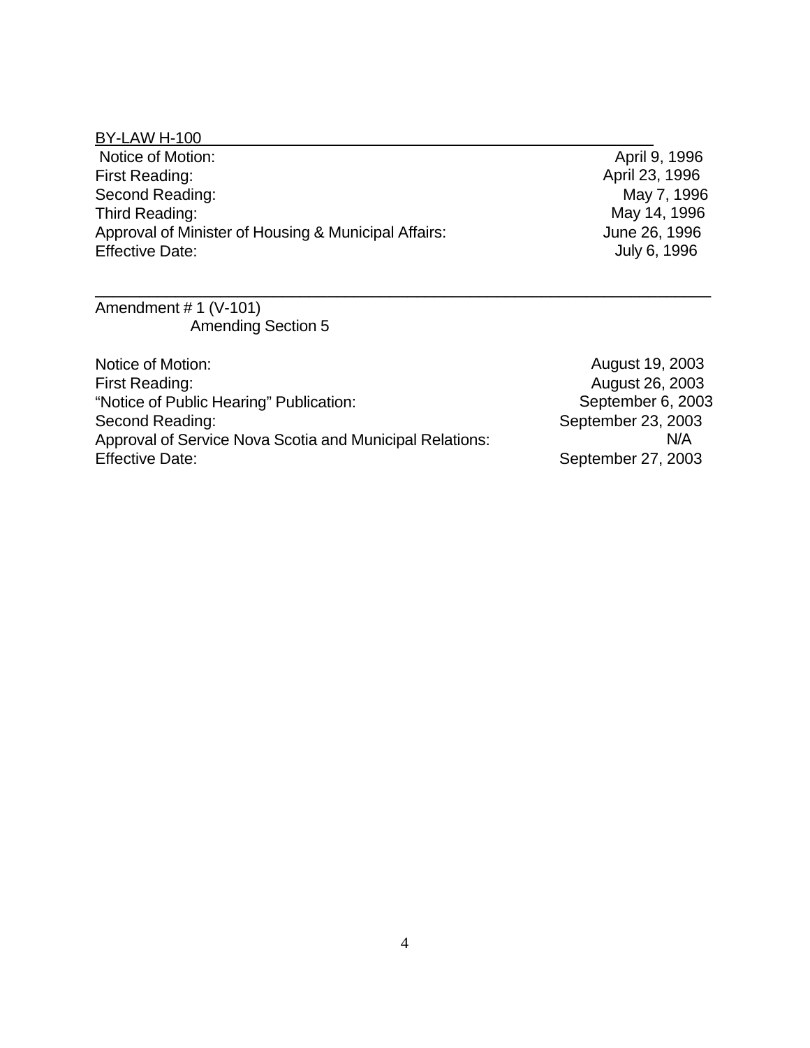BY-LAW H-100

| | |
|---|---|
| Notice of Motion: | April 9, 1996 |
| First Reading: | April 23, 1996 |
| Second Reading: | May 7, 1996 |
| Third Reading: | May 14, 1996 |
| Approval of Minister of Housing & Municipal Affairs: | June 26, 1996 |
| Effective Date: | July 6, 1996 |

Amendment # 1 (V-101)
Amending Section 5

| | |
|---|---|
| Notice of Motion: | August 19, 2003 |
| First Reading: | August 26, 2003 |
| "Notice of Public Hearing" Publication: | September 6, 2003 |
| Second Reading: | September 23, 2003 |
| Approval of Service Nova Scotia and Municipal Relations: | N/A |
| Effective Date: | September 27, 2003 |